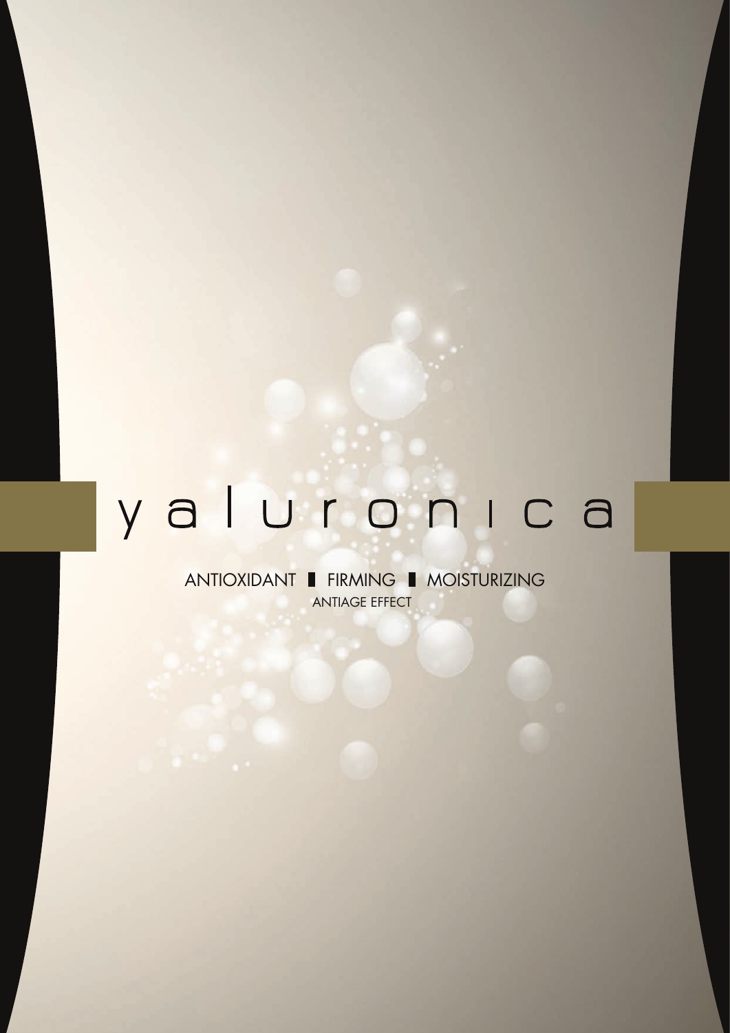# yaluronica

ANTIOXIDANT | FIRMING | MOISTURIZING

ANTIAGE EFFECT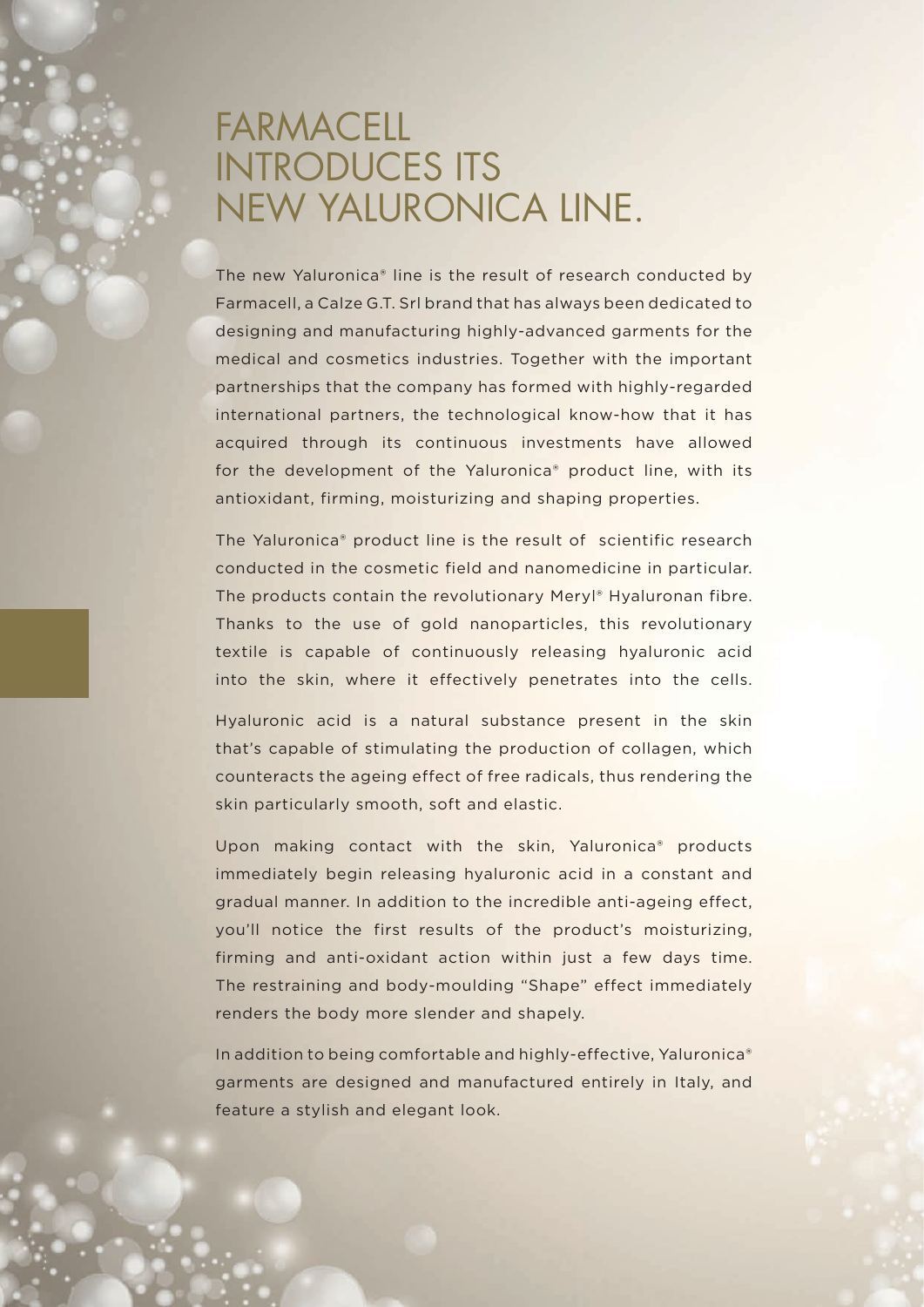# FARMACELL INTRODUCES ITS NEW YALURONICA LINE.

The new Yaluronica® line is the result of research conducted by Farmacell, a Calze G.T. Srl brand that has always been dedicated to designing and manufacturing highly-advanced garments for the medical and cosmetics industries. Together with the important partnerships that the company has formed with highly-regarded international partners, the technological know-how that it has acquired through its continuous investments have allowed for the development of the Yaluronica® product line, with its antioxidant, firming, moisturizing and shaping properties.

The Yaluronica® product line is the result of scientific research conducted in the cosmetic field and nanomedicine in particular. The products contain the revolutionary Meryl® Hyaluronan fibre. Thanks to the use of gold nanoparticles, this revolutionary textile is capable of continuously releasing hyaluronic acid into the skin, where it effectively penetrates into the cells.

Hyaluronic acid is a natural substance present in the skin that's capable of stimulating the production of collagen, which counteracts the ageing effect of free radicals, thus rendering the skin particularly smooth, soft and elastic.

Upon making contact with the skin, Yaluronica® products immediately begin releasing hyaluronic acid in a constant and gradual manner. In addition to the incredible anti-ageing effect, you'll notice the first results of the product's moisturizing, firming and anti-oxidant action within just a few days time. The restraining and body-moulding "Shape" effect immediately renders the body more slender and shapely.

In addition to being comfortable and highly-effective, Yaluronica® garments are designed and manufactured entirely in Italy, and feature a stylish and elegant look.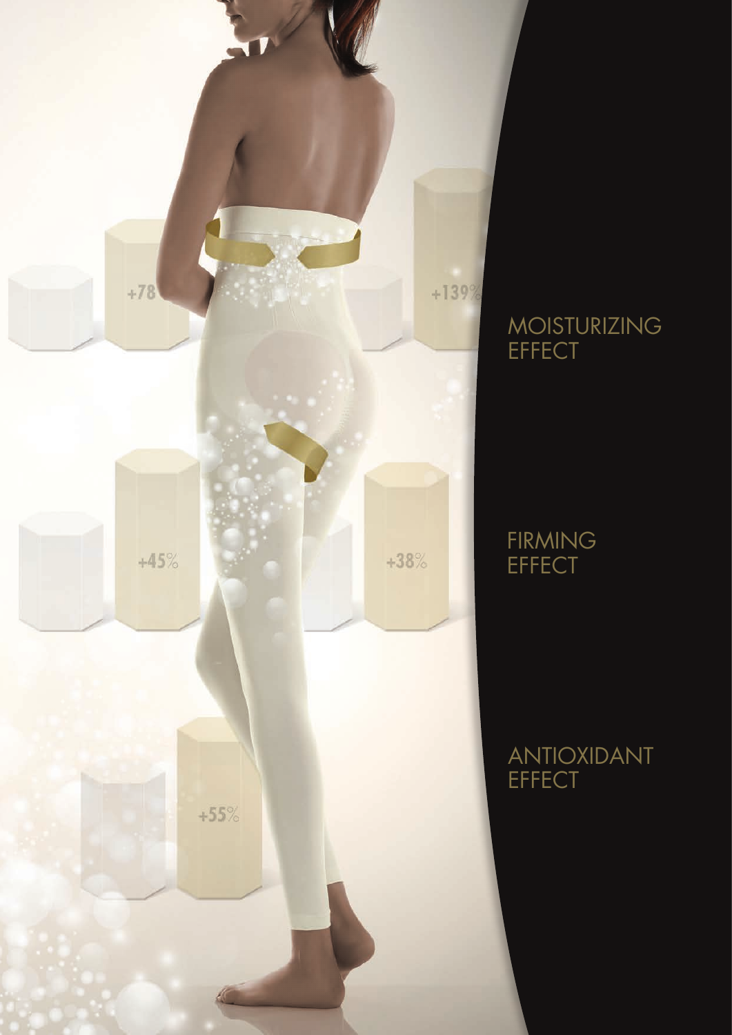+78

+139%

MOISTURIZING EFFECT

+45%

+38%

FIRMING EFFECT

+55%

ANTIOXIDANT EFFECT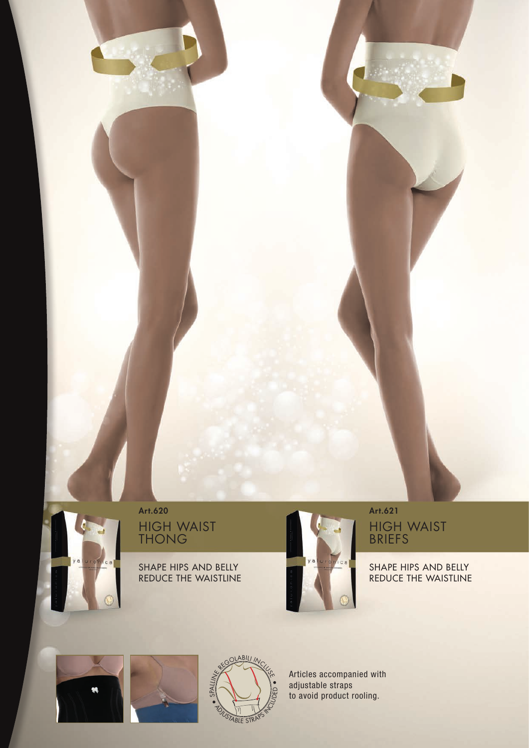**Art.620**

## HIGH WAIST THONG

SHAPE HIPS AND BELLY
REDUCE THE WAISTLINE

**Art.621**

## HIGH WAIST BRIEFS

SHAPE HIPS AND BELLY
REDUCE THE WAISTLINE

SPALLINE REGOLABILI INCLUSE • ADJUSTABLE STRAPS INCLUDED •

Articles accompanied with adjustable straps to avoid product rooling.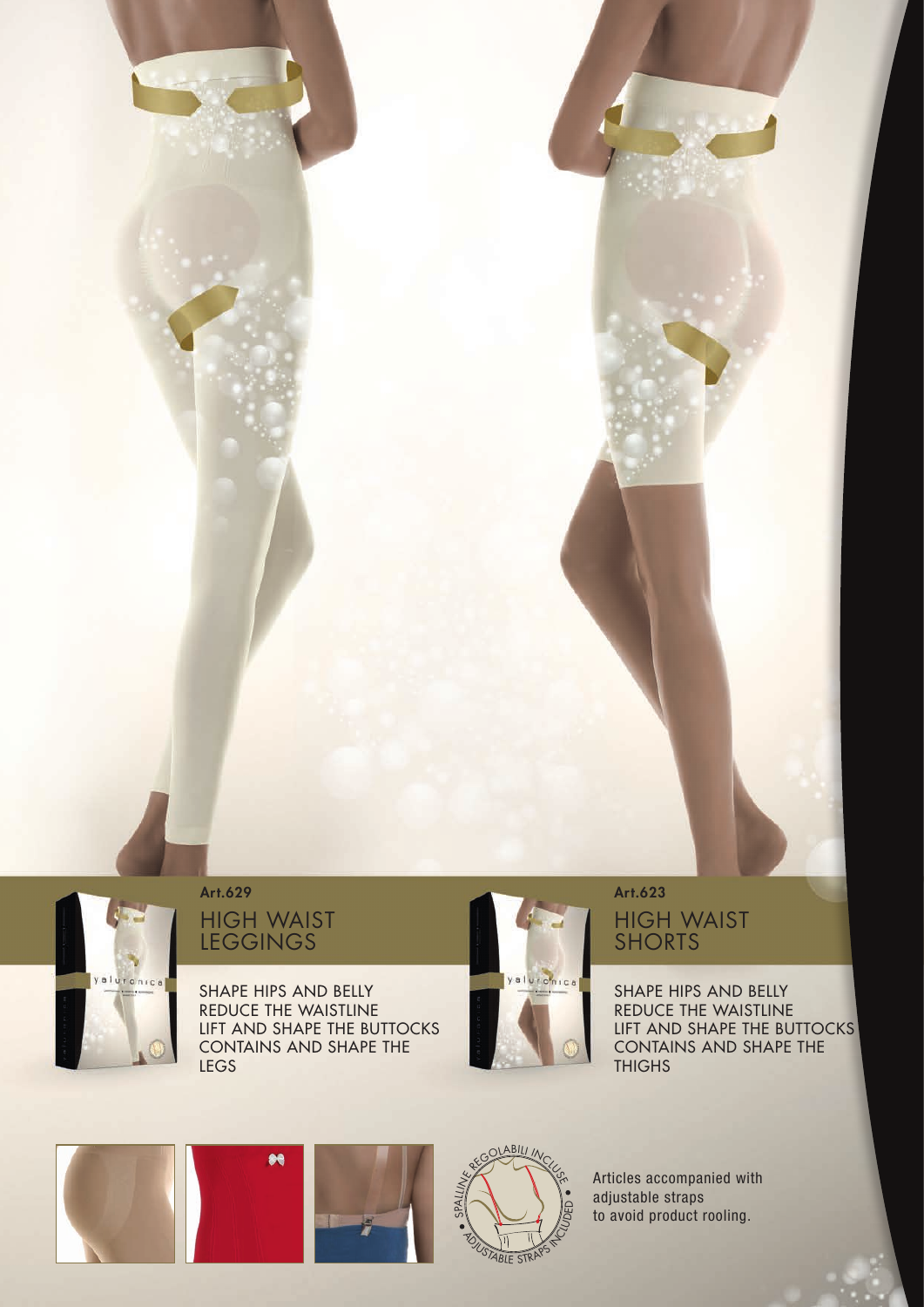## Art.629

### HIGH WAIST LEGGINGS

SHAPE HIPS AND BELLY
REDUCE THE WAISTLINE
LIFT AND SHAPE THE BUTTOCKS
CONTAINS AND SHAPE THE LEGS

## Art.623

### HIGH WAIST SHORTS

SHAPE HIPS AND BELLY
REDUCE THE WAISTLINE
LIFT AND SHAPE THE BUTTOCKS
CONTAINS AND SHAPE THE THIGHS

SPALLINE REGOLABILI INCLUSE • ADJUSTABLE STRAPS INCLUDED •

Articles accompanied with adjustable straps to avoid product rooling.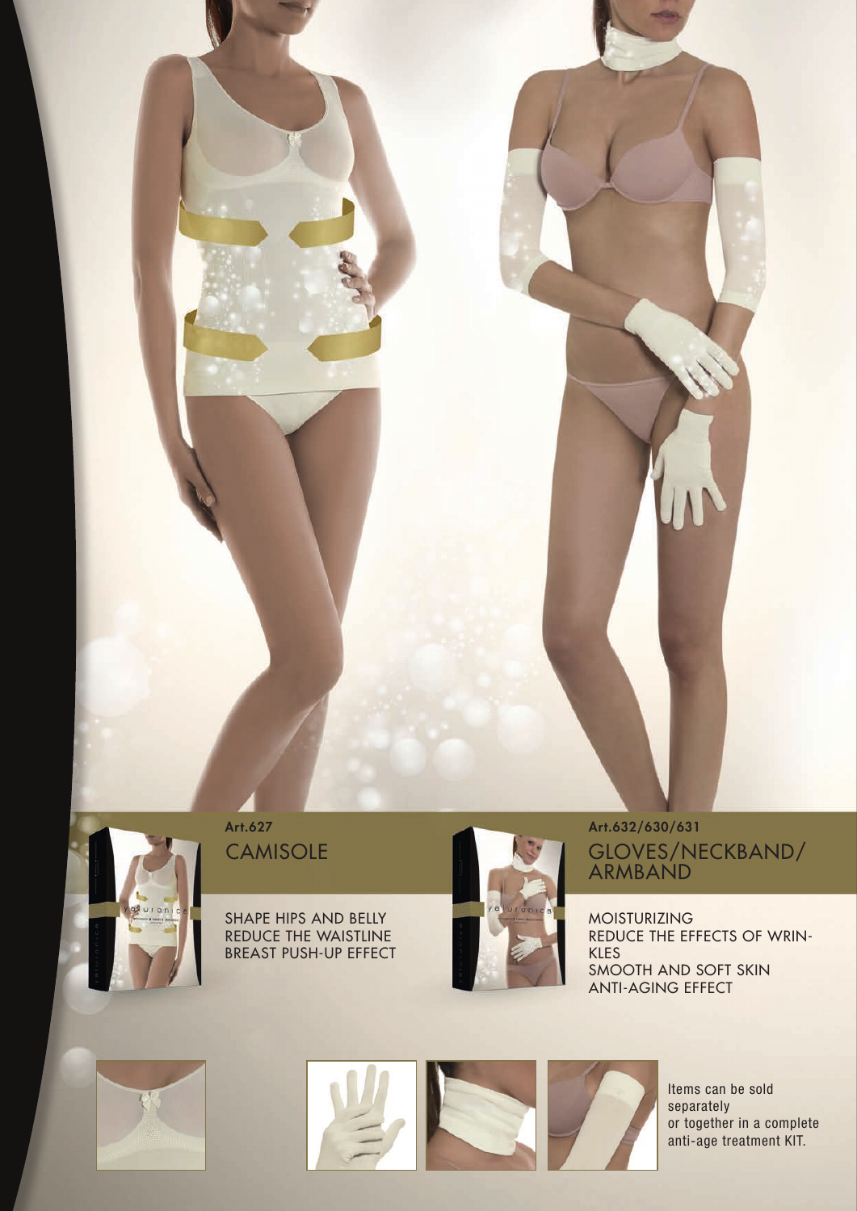**Art.627**

## CAMISOLE

SHAPE HIPS AND BELLY
REDUCE THE WAISTLINE
BREAST PUSH-UP EFFECT

**Art.632/630/631**

## GLOVES/NECKBAND/ ARMBAND

MOISTURIZING
REDUCE THE EFFECTS OF WRIN-KLES
SMOOTH AND SOFT SKIN
ANTI-AGING EFFECT

Items can be sold separately or together in a complete anti-age treatment KIT.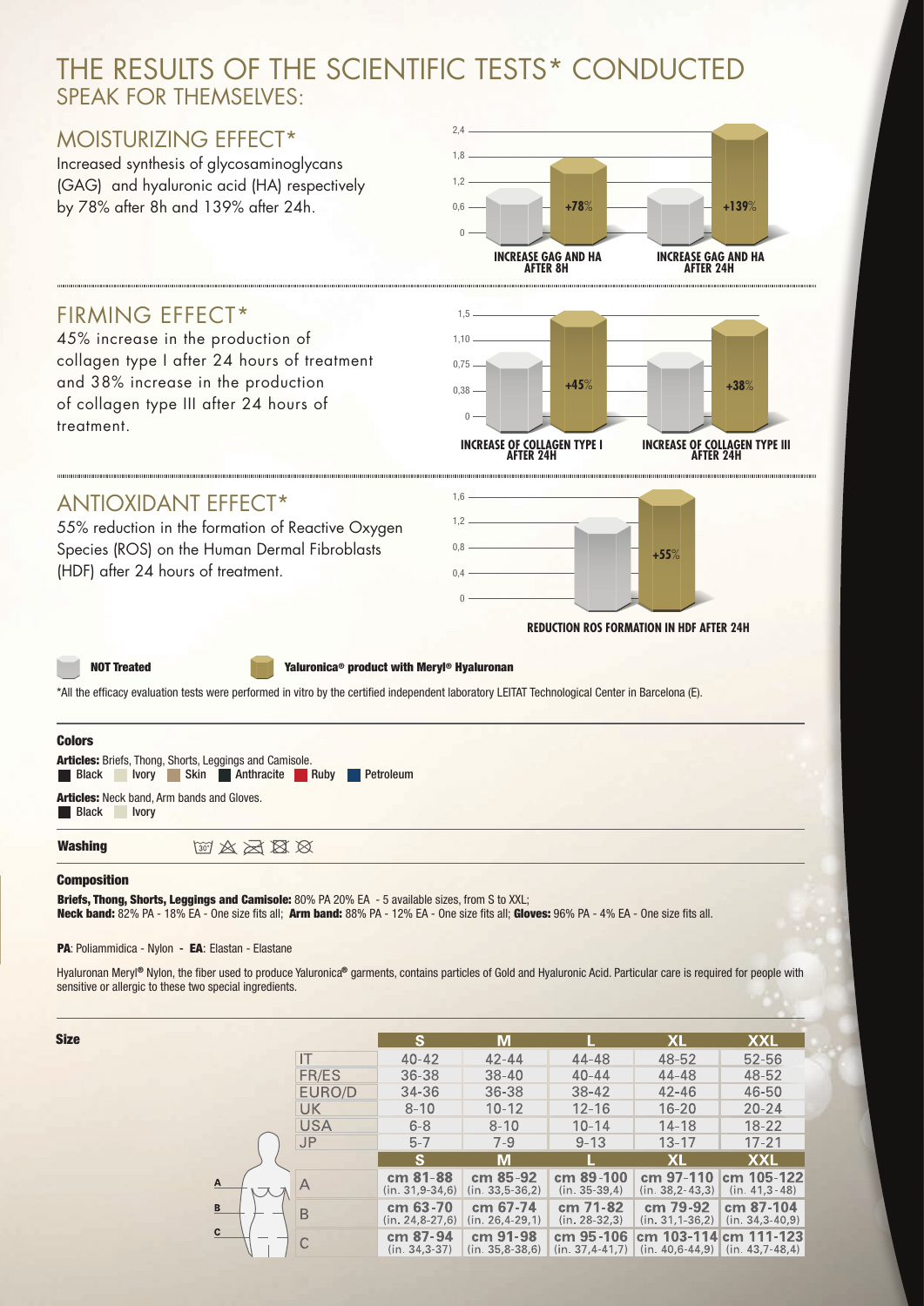# THE RESULTS OF THE SCIENTIFIC TESTS* CONDUCTED
## SPEAK FOR THEMSELVES:

## MOISTURIZING EFFECT*

Increased synthesis of glycosaminoglycans (GAG) and hyaluronic acid (HA) respectively by 78% after 8h and 139% after 24h.

2,4
1,8
1,2
0,6
0

+78%
+139%

**INCREASE GAG AND HA AFTER 8H**
**INCREASE GAG AND HA AFTER 24H**

## FIRMING EFFECT*

45% increase in the production of collagen type I after 24 hours of treatment and 38% increase in the production of collagen type III after 24 hours of treatment.

1,5
1,10
0,75
0,38
0

+45%
+38%

**INCREASE OF COLLAGEN TYPE I AFTER 24H**
**INCREASE OF COLLAGEN TYPE III AFTER 24H**

## ANTIOXIDANT EFFECT*

55% reduction in the formation of Reactive Oxygen Species (ROS) on the Human Dermal Fibroblasts (HDF) after 24 hours of treatment.

1,6
1,2
0,8
0,4
0

+55%

**REDUCTION ROS FORMATION IN HDF AFTER 24H**

**NOT Treated** **Yaluronica® product with Meryl® Hyaluronan**

*All the efficacy evaluation tests were performed in vitro by the certified independent laboratory LEITAT Technological Center in Barcelona (E).

### Colors

**Articles:** Briefs, Thong, Shorts, Leggings and Camisole.
Black Ivory Skin Anthracite Ruby Petroleum

**Articles:** Neck band, Arm bands and Gloves.
Black Ivory

### Washing

### Composition

**Briefs, Thong, Shorts, Leggings and Camisole:** 80% PA 20% EA - 5 available sizes, from S to XXL;
**Neck band:** 82% PA - 18% EA - One size fits all; **Arm band:** 88% PA - 12% EA - One size fits all; **Gloves:** 96% PA - 4% EA - One size fits all.

**PA**: Poliammidica - Nylon - **EA**: Elastan - Elastane

Hyaluronan Meryl® Nylon, the fiber used to produce Yaluronica® garments, contains particles of Gold and Hyaluronic Acid. Particular care is required for people with sensitive or allergic to these two special ingredients.

### Size

| | S | M | L | XL | XXL |
|---|---|---|---|---|---|
| IT | 40-42 | 42-44 | 44-48 | 48-52 | 52-56 |
| FR/ES | 36-38 | 38-40 | 40-44 | 44-48 | 48-52 |
| EURO/D | 34-36 | 36-38 | 38-42 | 42-46 | 46-50 |
| UK | 8-10 | 10-12 | 12-16 | 16-20 | 20-24 |
| USA | 6-8 | 8-10 | 10-14 | 14-18 | 18-22 |
| JP | 5-7 | 7-9 | 9-13 | 13-17 | 17-21 |
| | **S** | **M** | **L** | **XL** | **XXL** |
| A | cm 81-88 (in. 31,9-34,6) | cm 85-92 (in. 33,5-36,2) | cm 89-100 (in. 35-39,4) | cm 97-110 (in. 38,2-43,3) | cm 105-122 (in. 41,3-48) |
| B | cm 63-70 (in. 24,8-27,6) | cm 67-74 (in. 26,4-29,1) | cm 71-82 (in. 28-32,3) | cm 79-92 (in. 31,1-36,2) | cm 87-104 (in. 34,3-40,9) |
| C | cm 87-94 (in. 34,3-37) | cm 91-98 (in. 35,8-38,6) | cm 95-106 (in. 37,4-41,7) | cm 103-114 (in. 40,6-44,9) | cm 111-123 (in. 43,7-48,4) |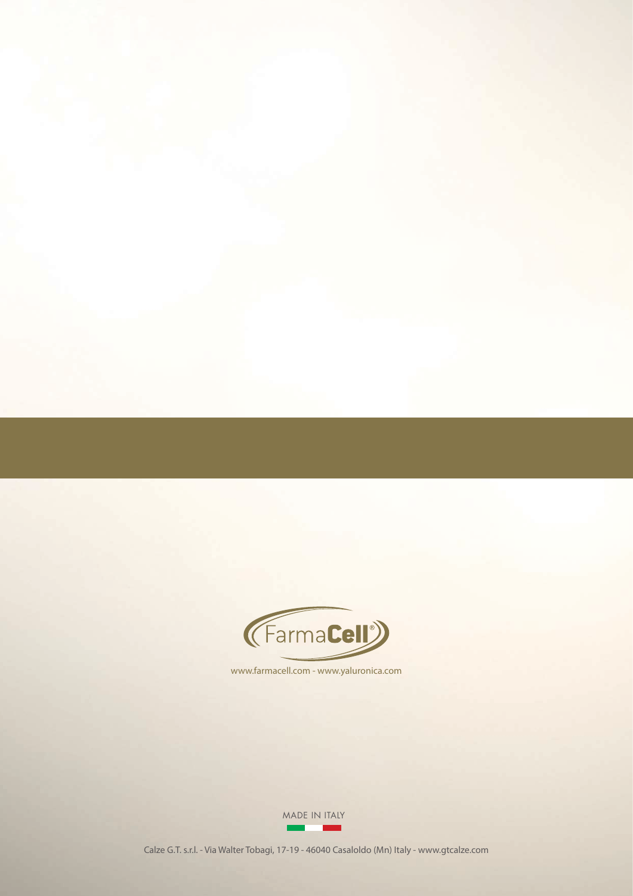FarmaCell®

www.farmacell.com - www.yaluronica.com

MADE IN ITALY

Calze G.T. s.r.l. - Via Walter Tobagi, 17-19 - 46040 Casaloldo (Mn) Italy - www.gtcalze.com